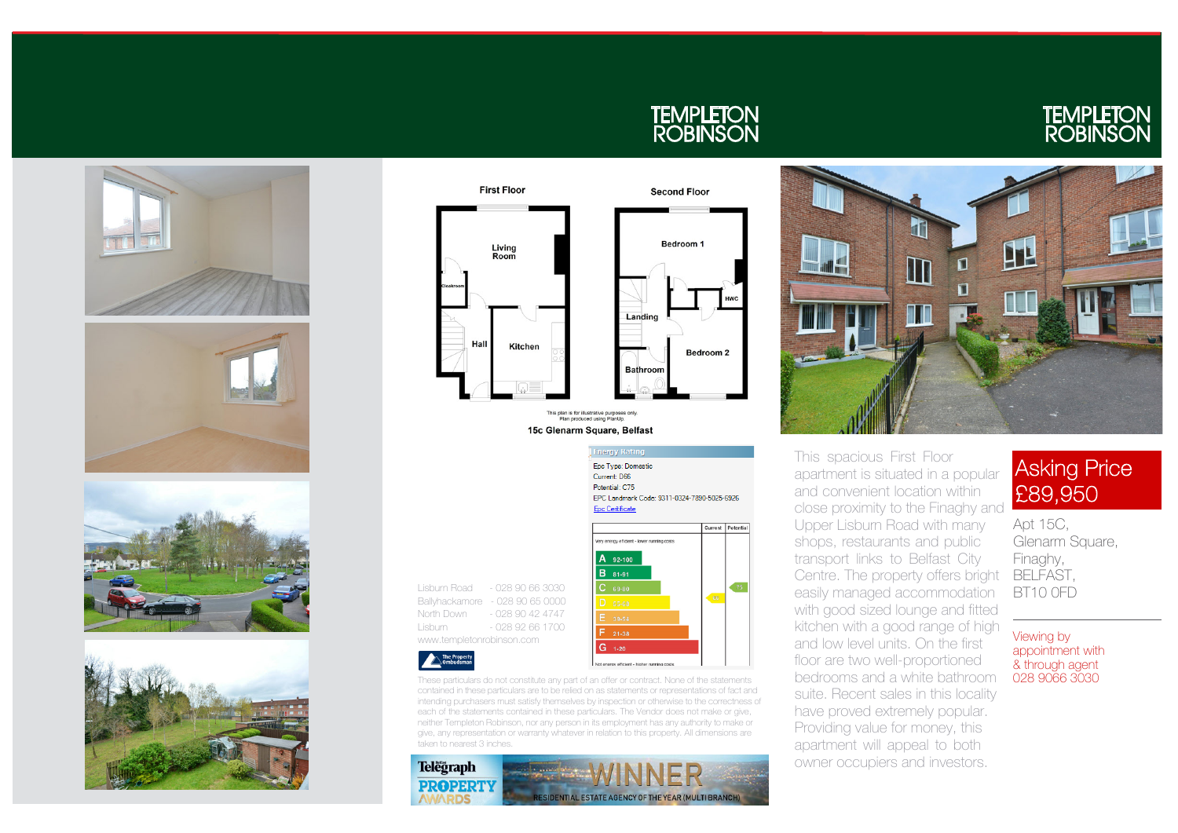TEMPLETON ROBINSON

TEMPLETON ROBINSON

First Floor

Living Room

Cloakroom

Hall

Kitchen

Second Floor

Bedroom 1

HWC

Landing

Bedroom 2

Bathroom

This plan is for illustrative purposes only.
Plan produced using PlanUp.

**15c Glenarm Square, Belfast**

Energy Rating

Epc Type: Domestic
Current: D66
Potential: C75
EPC Landmark Code: 9311-0324-7890-5025-5926
Epc Certificate

| | Current | Potential |
|---|---|---|
| Very energy efficient - lower running costs | | |
| A 92-100 | | |
| B 81-91 | | |
| C 69-80 | | 75 |
| D 55-68 | 66 | |
| E 39-54 | | |
| F 21-38 | | |
| G 1-20 | | |
| Not energy efficient - higher running costs | | |

Lisburn Road - 028 90 66 3030
Ballyhackamore - 028 90 65 0000
North Down - 028 90 42 4747
Lisburn - 028 92 66 1700
www.templetonrobinson.com

The Property Ombudsman

These particulars do not constitute any part of an offer or contract. None of the statements contained in these particulars are to be relied on as statements or representations of fact and intending purchasers must satisfy themselves by inspection or otherwise to the correctness of each of the statements contained in these particulars. The Vendor does not make or give, neither Templeton Robinson, nor any person in its employment has any authority to make or give, any representation or warranty whatever in relation to this property. All dimensions are taken to nearest 3 inches.

Belfast Telegraph PROPERTY AWARDS — WINNER — RESIDENTIAL ESTATE AGENCY OF THE YEAR (MULTI BRANCH)

This spacious First Floor apartment is situated in a popular and convenient location within close proximity to the Finaghy and Upper Lisburn Road with many shops, restaurants and public transport links to Belfast City Centre. The property offers bright easily managed accommodation with good sized lounge and fitted kitchen with a good range of high and low level units. On the first floor are two well-proportioned bedrooms and a white bathroom suite. Recent sales in this locality have proved extremely popular. Providing value for money, this apartment will appeal to both owner occupiers and investors.

## Asking Price £89,950

Apt 15C,
Glenarm Square,
Finaghy,
BELFAST,
BT10 0FD

Viewing by appointment with & through agent 028 9066 3030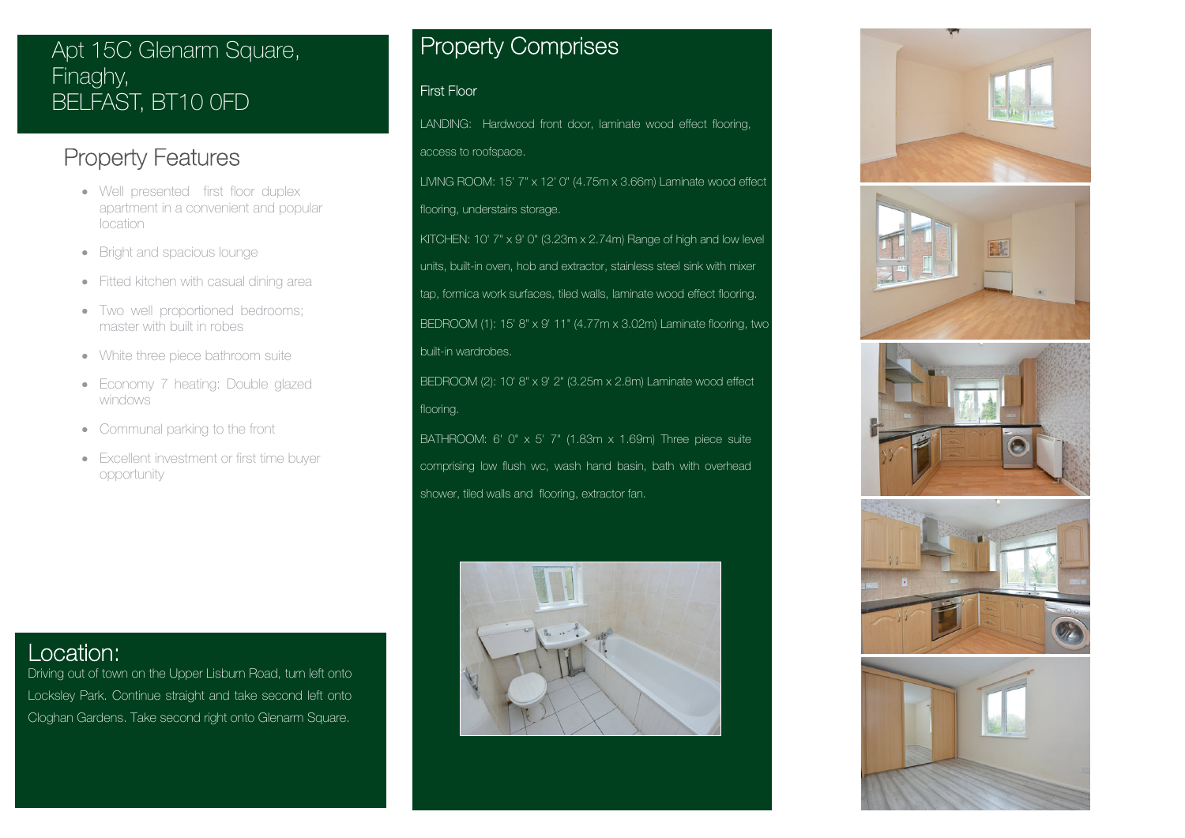# Apt 15C Glenarm Square, Finaghy, BELFAST, BT10 0FD

## Property Features

- Well presented first floor duplex apartment in a convenient and popular location
- Bright and spacious lounge
- Fitted kitchen with casual dining area
- Two well proportioned bedrooms; master with built in robes
- White three piece bathroom suite
- Economy 7 heating: Double glazed windows
- Communal parking to the front
- Excellent investment or first time buyer opportunity

## Location:

Driving out of town on the Upper Lisburn Road, turn left onto Locksley Park. Continue straight and take second left onto Cloghan Gardens. Take second right onto Glenarm Square.

## Property Comprises

### First Floor

LANDING: Hardwood front door, laminate wood effect flooring, access to roofspace.

LIVING ROOM: 15' 7" x 12' 0" (4.75m x 3.66m) Laminate wood effect flooring, understairs storage.

KITCHEN: 10' 7" x 9' 0" (3.23m x 2.74m) Range of high and low level units, built-in oven, hob and extractor, stainless steel sink with mixer tap, formica work surfaces, tiled walls, laminate wood effect flooring.

BEDROOM (1): 15' 8" x 9' 11" (4.77m x 3.02m) Laminate flooring, two built-in wardrobes.

BEDROOM (2): 10' 8" x 9' 2" (3.25m x 2.8m) Laminate wood effect flooring.

BATHROOM: 6' 0" x 5' 7" (1.83m x 1.69m) Three piece suite comprising low flush wc, wash hand basin, bath with overhead shower, tiled walls and flooring, extractor fan.